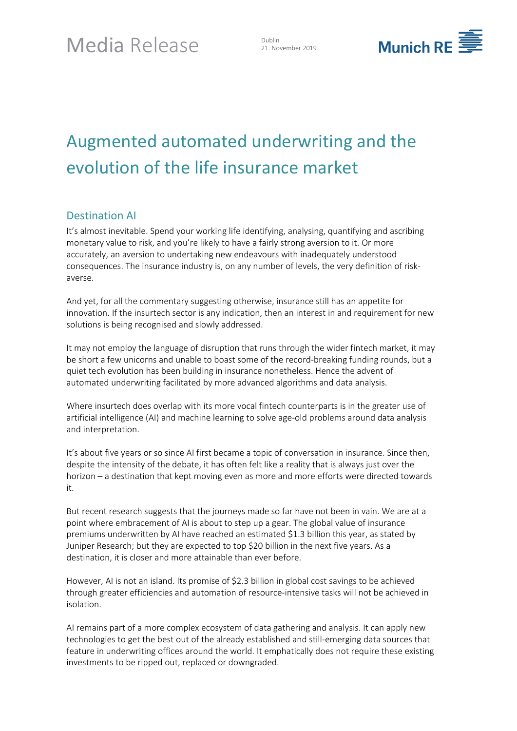Media Release

Dublin
21. November 2019

# Augmented automated underwriting and the evolution of the life insurance market

## Destination AI

It's almost inevitable. Spend your working life identifying, analysing, quantifying and ascribing monetary value to risk, and you're likely to have a fairly strong aversion to it. Or more accurately, an aversion to undertaking new endeavours with inadequately understood consequences. The insurance industry is, on any number of levels, the very definition of risk-averse.

And yet, for all the commentary suggesting otherwise, insurance still has an appetite for innovation. If the insurtech sector is any indication, then an interest in and requirement for new solutions is being recognised and slowly addressed.

It may not employ the language of disruption that runs through the wider fintech market, it may be short a few unicorns and unable to boast some of the record-breaking funding rounds, but a quiet tech evolution has been building in insurance nonetheless. Hence the advent of automated underwriting facilitated by more advanced algorithms and data analysis.

Where insurtech does overlap with its more vocal fintech counterparts is in the greater use of artificial intelligence (AI) and machine learning to solve age-old problems around data analysis and interpretation.

It's about five years or so since AI first became a topic of conversation in insurance. Since then, despite the intensity of the debate, it has often felt like a reality that is always just over the horizon – a destination that kept moving even as more and more efforts were directed towards it.

But recent research suggests that the journeys made so far have not been in vain. We are at a point where embracement of AI is about to step up a gear. The global value of insurance premiums underwritten by AI have reached an estimated $1.3 billion this year, as stated by Juniper Research; but they are expected to top $20 billion in the next five years. As a destination, it is closer and more attainable than ever before.

However, AI is not an island. Its promise of $2.3 billion in global cost savings to be achieved through greater efficiencies and automation of resource-intensive tasks will not be achieved in isolation.

AI remains part of a more complex ecosystem of data gathering and analysis. It can apply new technologies to get the best out of the already established and still-emerging data sources that feature in underwriting offices around the world. It emphatically does not require these existing investments to be ripped out, replaced or downgraded.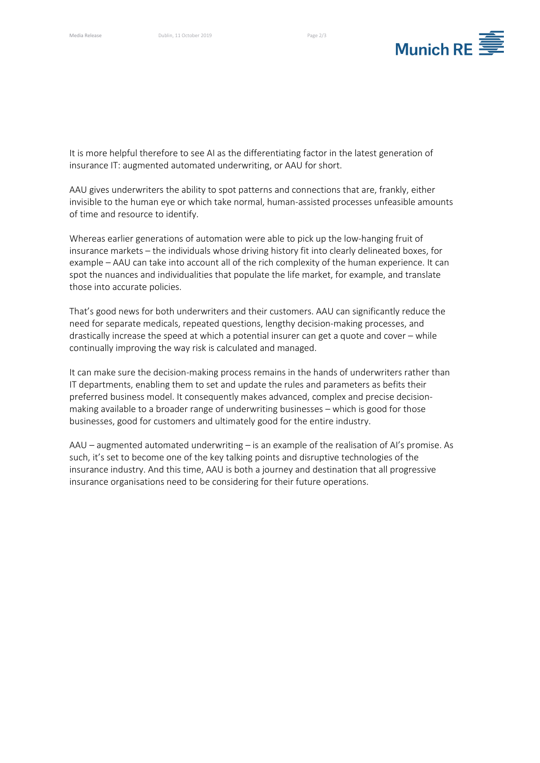It is more helpful therefore to see AI as the differentiating factor in the latest generation of insurance IT: augmented automated underwriting, or AAU for short.

AAU gives underwriters the ability to spot patterns and connections that are, frankly, either invisible to the human eye or which take normal, human-assisted processes unfeasible amounts of time and resource to identify.

Whereas earlier generations of automation were able to pick up the low-hanging fruit of insurance markets – the individuals whose driving history fit into clearly delineated boxes, for example – AAU can take into account all of the rich complexity of the human experience. It can spot the nuances and individualities that populate the life market, for example, and translate those into accurate policies.

That's good news for both underwriters and their customers. AAU can significantly reduce the need for separate medicals, repeated questions, lengthy decision-making processes, and drastically increase the speed at which a potential insurer can get a quote and cover – while continually improving the way risk is calculated and managed.

It can make sure the decision-making process remains in the hands of underwriters rather than IT departments, enabling them to set and update the rules and parameters as befits their preferred business model. It consequently makes advanced, complex and precise decision-making available to a broader range of underwriting businesses – which is good for those businesses, good for customers and ultimately good for the entire industry.

AAU – augmented automated underwriting – is an example of the realisation of AI's promise. As such, it's set to become one of the key talking points and disruptive technologies of the insurance industry. And this time, AAU is both a journey and destination that all progressive insurance organisations need to be considering for their future operations.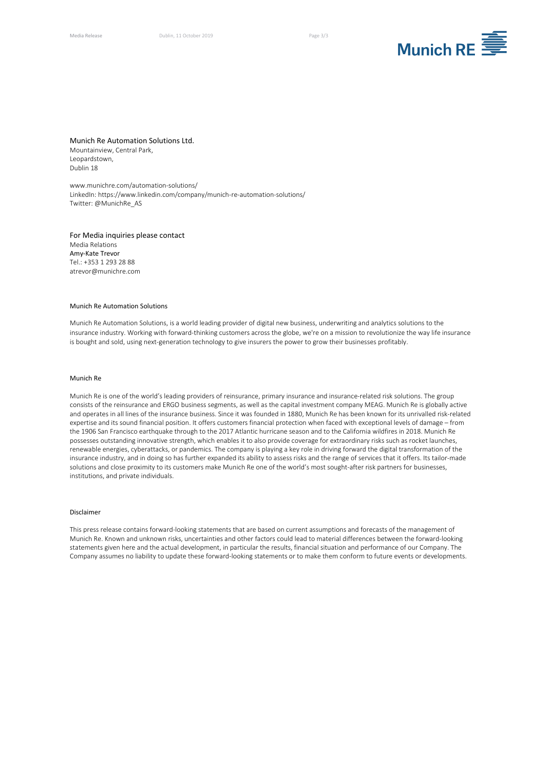Munich Re Automation Solutions Ltd.
Mountainview, Central Park,
Leopardstown,
Dublin 18

www.munichre.com/automation-solutions/
LinkedIn: https://www.linkedin.com/company/munich-re-automation-solutions/
Twitter: @MunichRe_AS

For Media inquiries please contact
Media Relations
Amy-Kate Trevor
Tel.: +353 1 293 28 88
atrevor@munichre.com

### Munich Re Automation Solutions

Munich Re Automation Solutions, is a world leading provider of digital new business, underwriting and analytics solutions to the insurance industry. Working with forward-thinking customers across the globe, we're on a mission to revolutionize the way life insurance is bought and sold, using next-generation technology to give insurers the power to grow their businesses profitably.

### Munich Re

Munich Re is one of the world's leading providers of reinsurance, primary insurance and insurance-related risk solutions. The group consists of the reinsurance and ERGO business segments, as well as the capital investment company MEAG. Munich Re is globally active and operates in all lines of the insurance business. Since it was founded in 1880, Munich Re has been known for its unrivalled risk-related expertise and its sound financial position. It offers customers financial protection when faced with exceptional levels of damage – from the 1906 San Francisco earthquake through to the 2017 Atlantic hurricane season and to the California wildfires in 2018. Munich Re possesses outstanding innovative strength, which enables it to also provide coverage for extraordinary risks such as rocket launches, renewable energies, cyberattacks, or pandemics. The company is playing a key role in driving forward the digital transformation of the insurance industry, and in doing so has further expanded its ability to assess risks and the range of services that it offers. Its tailor-made solutions and close proximity to its customers make Munich Re one of the world's most sought-after risk partners for businesses, institutions, and private individuals.

### Disclaimer

This press release contains forward-looking statements that are based on current assumptions and forecasts of the management of Munich Re. Known and unknown risks, uncertainties and other factors could lead to material differences between the forward-looking statements given here and the actual development, in particular the results, financial situation and performance of our Company. The Company assumes no liability to update these forward-looking statements or to make them conform to future events or developments.